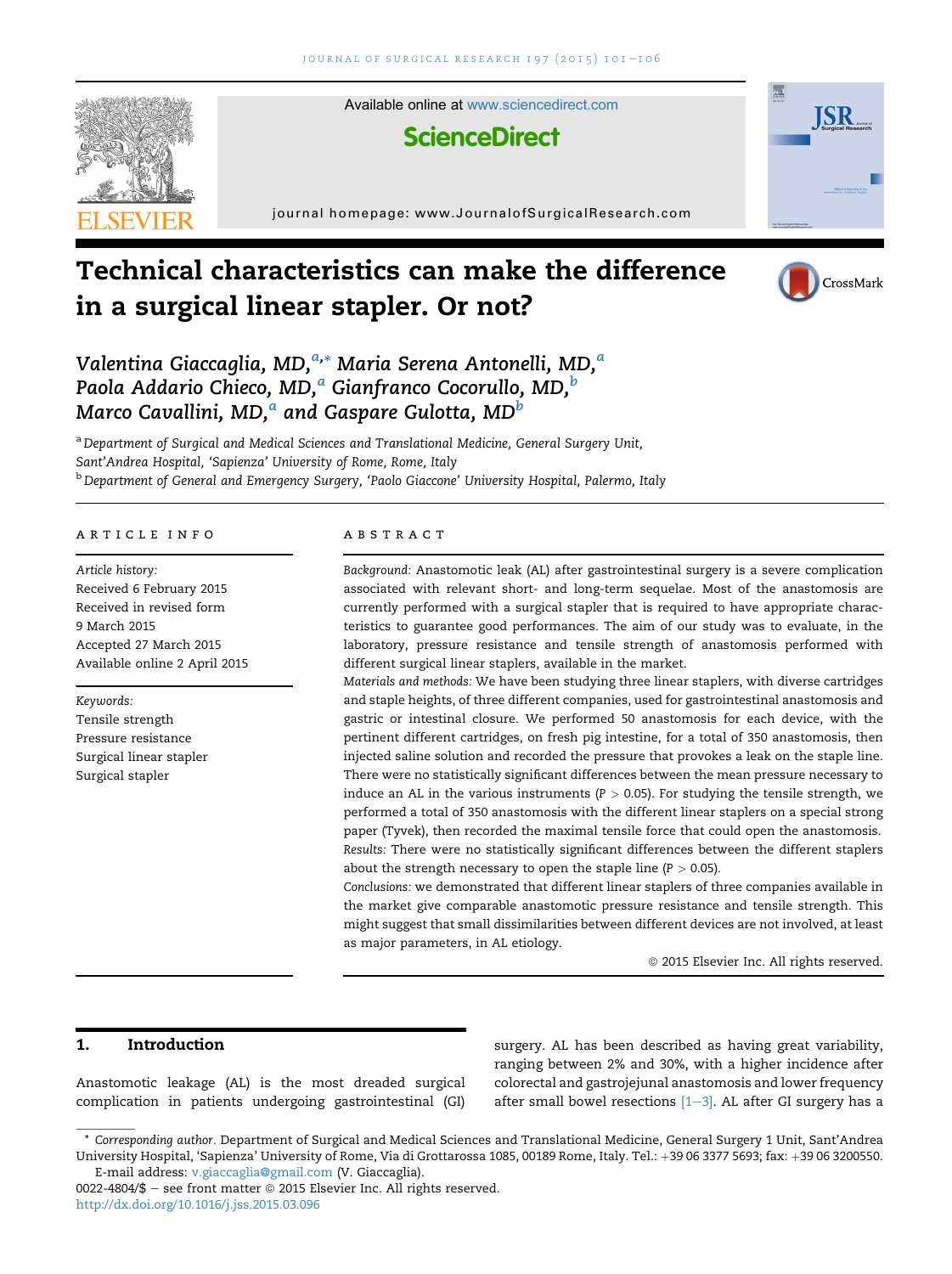# Technical characteristics can make the difference in a surgical linear stapler. Or not?

Valentina Giaccaglia, MD,[a,*] Maria Serena Antonelli, MD,[a] Paola Addario Chieco, MD,[a] Gianfranco Cocorullo, MD,[b] Marco Cavallini, MD,[a] and Gaspare Gulotta, MD[b]

[a] Department of Surgical and Medical Sciences and Translational Medicine, General Surgery Unit, Sant'Andrea Hospital, 'Sapienza' University of Rome, Rome, Italy

[b] Department of General and Emergency Surgery, 'Paolo Giaccone' University Hospital, Palermo, Italy

## ARTICLE INFO

*Article history:*
Received 6 February 2015
Received in revised form
9 March 2015
Accepted 27 March 2015
Available online 2 April 2015

*Keywords:*
Tensile strength
Pressure resistance
Surgical linear stapler
Surgical stapler

## ABSTRACT

*Background:* Anastomotic leak (AL) after gastrointestinal surgery is a severe complication associated with relevant short- and long-term sequelae. Most of the anastomosis are currently performed with a surgical stapler that is required to have appropriate characteristics to guarantee good performances. The aim of our study was to evaluate, in the laboratory, pressure resistance and tensile strength of anastomosis performed with different surgical linear staplers, available in the market.

*Materials and methods:* We have been studying three linear staplers, with diverse cartridges and staple heights, of three different companies, used for gastrointestinal anastomosis and gastric or intestinal closure. We performed 50 anastomosis for each device, with the pertinent different cartridges, on fresh pig intestine, for a total of 350 anastomosis, then injected saline solution and recorded the pressure that provokes a leak on the staple line. There were no statistically significant differences between the mean pressure necessary to induce an AL in the various instruments ($P > 0.05$). For studying the tensile strength, we performed a total of 350 anastomosis with the different linear staplers on a special strong paper (Tyvek), then recorded the maximal tensile force that could open the anastomosis.

*Results:* There were no statistically significant differences between the different staplers about the strength necessary to open the staple line ($P > 0.05$).

*Conclusions:* we demonstrated that different linear staplers of three companies available in the market give comparable anastomotic pressure resistance and tensile strength. This might suggest that small dissimilarities between different devices are not involved, at least as major parameters, in AL etiology.

© 2015 Elsevier Inc. All rights reserved.

## 1. Introduction

Anastomotic leakage (AL) is the most dreaded surgical complication in patients undergoing gastrointestinal (GI) surgery. AL has been described as having great variability, ranging between 2% and 30%, with a higher incidence after colorectal and gastrojejunal anastomosis and lower frequency after small bowel resections [1–3]. AL after GI surgery has a

\* *Corresponding author.* Department of Surgical and Medical Sciences and Translational Medicine, General Surgery 1 Unit, Sant'Andrea University Hospital, 'Sapienza' University of Rome, Via di Grottarossa 1085, 00189 Rome, Italy. Tel.: +39 06 3377 5693; fax: +39 06 3200550.
E-mail address: v.giaccaglia@gmail.com (V. Giaccaglia).

0022-4804/$ – see front matter © 2015 Elsevier Inc. All rights reserved.
http://dx.doi.org/10.1016/j.jss.2015.03.096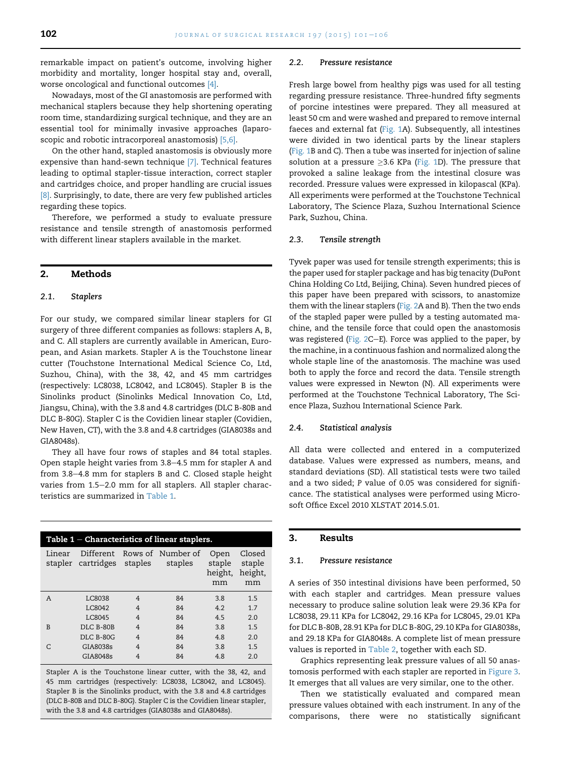remarkable impact on patient's outcome, involving higher morbidity and mortality, longer hospital stay and, overall, worse oncological and functional outcomes [4].

Nowadays, most of the GI anastomosis are performed with mechanical staplers because they help shortening operating room time, standardizing surgical technique, and they are an essential tool for minimally invasive approaches (laparoscopic and robotic intracorporeal anastomosis) [5,6].

On the other hand, stapled anastomosis is obviously more expensive than hand-sewn technique [7]. Technical features leading to optimal stapler-tissue interaction, correct stapler and cartridges choice, and proper handling are crucial issues [8]. Surprisingly, to date, there are very few published articles regarding these topics.

Therefore, we performed a study to evaluate pressure resistance and tensile strength of anastomosis performed with different linear staplers available in the market.

## 2. Methods

### 2.1. Staplers

For our study, we compared similar linear staplers for GI surgery of three different companies as follows: staplers A, B, and C. All staplers are currently available in American, European, and Asian markets. Stapler A is the Touchstone linear cutter (Touchstone International Medical Science Co, Ltd, Suzhou, China), with the 38, 42, and 45 mm cartridges (respectively: LC8038, LC8042, and LC8045). Stapler B is the Sinolinks product (Sinolinks Medical Innovation Co, Ltd, Jiangsu, China), with the 3.8 and 4.8 cartridges (DLC B-80B and DLC B-80G). Stapler C is the Covidien linear stapler (Covidien, New Haven, CT), with the 3.8 and 4.8 cartridges (GIA8038s and GIA8048s).

They all have four rows of staples and 84 total staples. Open staple height varies from 3.8–4.5 mm for stapler A and from 3.8–4.8 mm for staplers B and C. Closed staple height varies from 1.5–2.0 mm for all staplers. All stapler characteristics are summarized in Table 1.

**Table 1 – Characteristics of linear staplers.**

| Linear stapler | Different cartridges | Rows of staples | Number of staples | Open staple height, mm | Closed staple height, mm |
|---|---|---|---|---|---|
| A | LC8038 | 4 | 84 | 3.8 | 1.5 |
| | LC8042 | 4 | 84 | 4.2 | 1.7 |
| | LC8045 | 4 | 84 | 4.5 | 2.0 |
| B | DLC B-80B | 4 | 84 | 3.8 | 1.5 |
| | DLC B-80G | 4 | 84 | 4.8 | 2.0 |
| C | GIA8038s | 4 | 84 | 3.8 | 1.5 |
| | GIA8048s | 4 | 84 | 4.8 | 2.0 |

Stapler A is the Touchstone linear cutter, with the 38, 42, and 45 mm cartridges (respectively: LC8038, LC8042, and LC8045). Stapler B is the Sinolinks product, with the 3.8 and 4.8 cartridges (DLC B-80B and DLC B-80G). Stapler C is the Covidien linear stapler, with the 3.8 and 4.8 cartridges (GIA8038s and GIA8048s).

### 2.2. Pressure resistance

Fresh large bowel from healthy pigs was used for all testing regarding pressure resistance. Three-hundred fifty segments of porcine intestines were prepared. They all measured at least 50 cm and were washed and prepared to remove internal faeces and external fat (Fig. 1A). Subsequently, all intestines were divided in two identical parts by the linear staplers (Fig. 1B and C). Then a tube was inserted for injection of saline solution at a pressure ≥3.6 KPa (Fig. 1D). The pressure that provoked a saline leakage from the intestinal closure was recorded. Pressure values were expressed in kilopascal (KPa). All experiments were performed at the Touchstone Technical Laboratory, The Science Plaza, Suzhou International Science Park, Suzhou, China.

### 2.3. Tensile strength

Tyvek paper was used for tensile strength experiments; this is the paper used for stapler package and has big tenacity (DuPont China Holding Co Ltd, Beijing, China). Seven hundred pieces of this paper have been prepared with scissors, to anastomize them with the linear staplers (Fig. 2A and B). Then the two ends of the stapled paper were pulled by a testing automated machine, and the tensile force that could open the anastomosis was registered (Fig. 2C–E). Force was applied to the paper, by the machine, in a continuous fashion and normalized along the whole staple line of the anastomosis. The machine was used both to apply the force and record the data. Tensile strength values were expressed in Newton (N). All experiments were performed at the Touchstone Technical Laboratory, The Science Plaza, Suzhou International Science Park.

### 2.4. Statistical analysis

All data were collected and entered in a computerized database. Values were expressed as numbers, means, and standard deviations (SD). All statistical tests were two tailed and a two sided; P value of 0.05 was considered for significance. The statistical analyses were performed using Microsoft Office Excel 2010 XLSTAT 2014.5.01.

## 3. Results

### 3.1. Pressure resistance

A series of 350 intestinal divisions have been performed, 50 with each stapler and cartridges. Mean pressure values necessary to produce saline solution leak were 29.36 KPa for LC8038, 29.11 KPa for LC8042, 29.16 KPa for LC8045, 29.01 KPa for DLC B-80B, 28.91 KPa for DLC B-80G, 29.10 KPa for GIA8038s, and 29.18 KPa for GIA8048s. A complete list of mean pressure values is reported in Table 2, together with each SD.

Graphics representing leak pressure values of all 50 anastomosis performed with each stapler are reported in Figure 3. It emerges that all values are very similar, one to the other.

Then we statistically evaluated and compared mean pressure values obtained with each instrument. In any of the comparisons, there were no statistically significant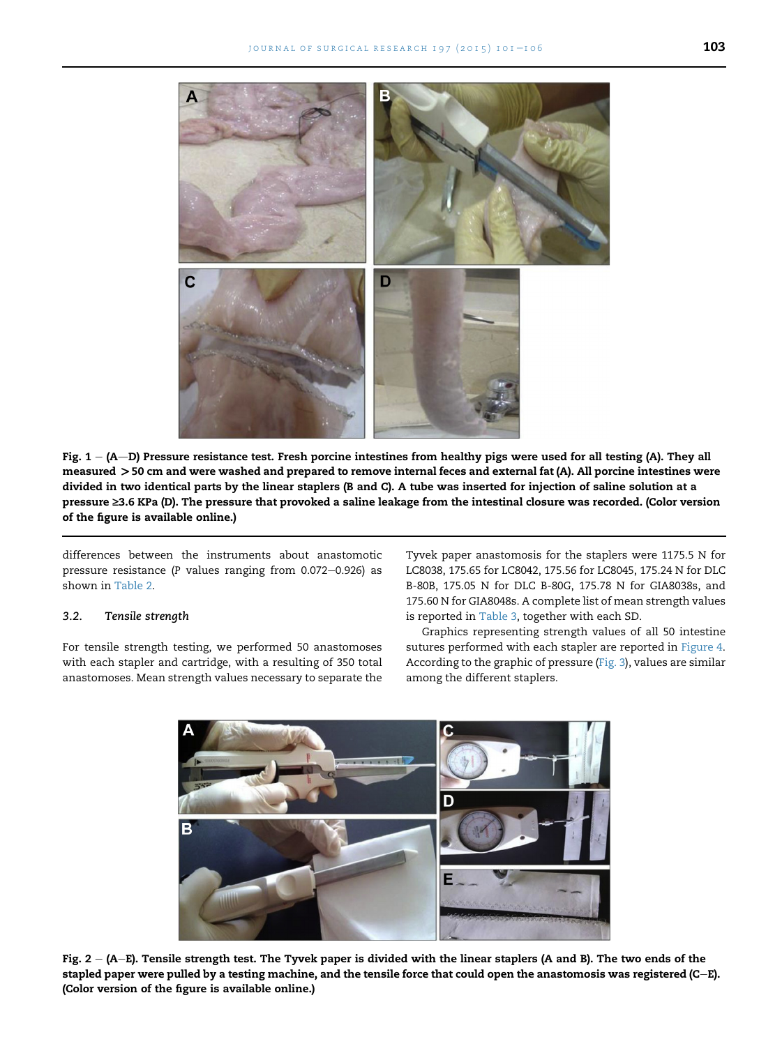Fig. 1 – (A–D) Pressure resistance test. Fresh porcine intestines from healthy pigs were used for all testing (A). They all measured > 50 cm and were washed and prepared to remove internal feces and external fat (A). All porcine intestines were divided in two identical parts by the linear staplers (B and C). A tube was inserted for injection of saline solution at a pressure ≥3.6 KPa (D). The pressure that provoked a saline leakage from the intestinal closure was recorded. (Color version of the figure is available online.)

differences between the instruments about anastomotic pressure resistance (P values ranging from 0.072–0.926) as shown in Table 2.

### 3.2. *Tensile strength*

For tensile strength testing, we performed 50 anastomoses with each stapler and cartridge, with a resulting of 350 total anastomoses. Mean strength values necessary to separate the Tyvek paper anastomosis for the staplers were 1175.5 N for LC8038, 175.65 for LC8042, 175.56 for LC8045, 175.24 N for DLC B-80B, 175.05 N for DLC B-80G, 175.78 N for GIA8038s, and 175.60 N for GIA8048s. A complete list of mean strength values is reported in Table 3, together with each SD.

Graphics representing strength values of all 50 intestine sutures performed with each stapler are reported in Figure 4. According to the graphic of pressure (Fig. 3), values are similar among the different staplers.

Fig. 2 – (A–E). Tensile strength test. The Tyvek paper is divided with the linear staplers (A and B). The two ends of the stapled paper were pulled by a testing machine, and the tensile force that could open the anastomosis was registered (C–E). (Color version of the figure is available online.)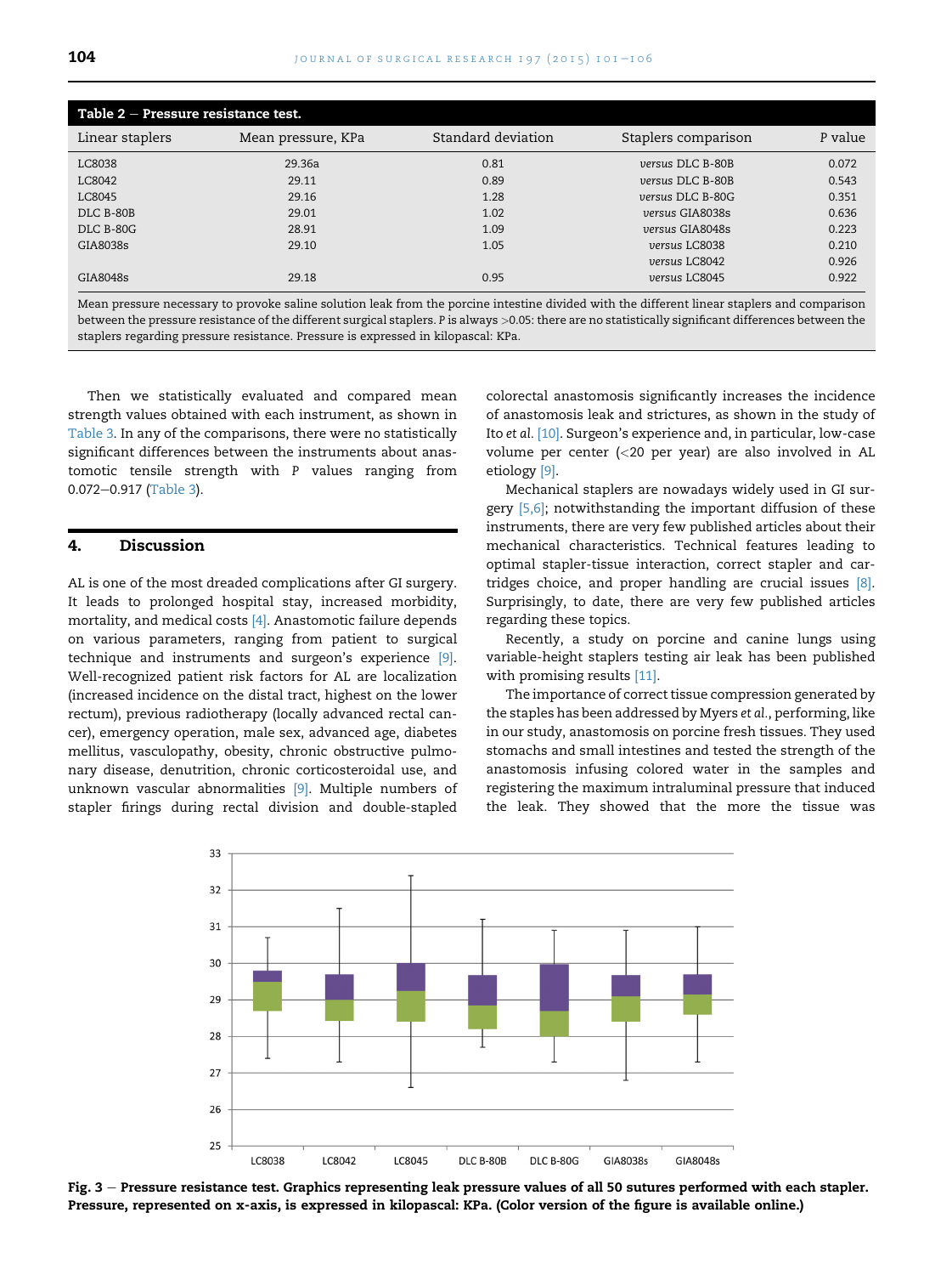**Table 2 – Pressure resistance test.**

| Linear staplers | Mean pressure, KPa | Standard deviation | Staplers comparison | P value |
|---|---|---|---|---|
| LC8038 | 29.36a | 0.81 | *versus* DLC B-80B | 0.072 |
| LC8042 | 29.11 | 0.89 | *versus* DLC B-80B | 0.543 |
| LC8045 | 29.16 | 1.28 | *versus* DLC B-80G | 0.351 |
| DLC B-80B | 29.01 | 1.02 | *versus* GIA8038s | 0.636 |
| DLC B-80G | 28.91 | 1.09 | *versus* GIA8048s | 0.223 |
| GIA8038s | 29.10 | 1.05 | *versus* LC8038 | 0.210 |
| | | | *versus* LC8042 | 0.926 |
| GIA8048s | 29.18 | 0.95 | *versus* LC8045 | 0.922 |

Mean pressure necessary to provoke saline solution leak from the porcine intestine divided with the different linear staplers and comparison between the pressure resistance of the different surgical staplers. P is always >0.05: there are no statistically significant differences between the staplers regarding pressure resistance. Pressure is expressed in kilopascal: KPa.

Then we statistically evaluated and compared mean strength values obtained with each instrument, as shown in Table 3. In any of the comparisons, there were no statistically significant differences between the instruments about anastomotic tensile strength with P values ranging from 0.072–0.917 (Table 3).

## 4. Discussion

AL is one of the most dreaded complications after GI surgery. It leads to prolonged hospital stay, increased morbidity, mortality, and medical costs [4]. Anastomotic failure depends on various parameters, ranging from patient to surgical technique and instruments and surgeon's experience [9]. Well-recognized patient risk factors for AL are localization (increased incidence on the distal tract, highest on the lower rectum), previous radiotherapy (locally advanced rectal cancer), emergency operation, male sex, advanced age, diabetes mellitus, vasculopathy, obesity, chronic obstructive pulmonary disease, denutrition, chronic corticosteroidal use, and unknown vascular abnormalities [9]. Multiple numbers of stapler firings during rectal division and double-stapled colorectal anastomosis significantly increases the incidence of anastomosis leak and strictures, as shown in the study of Ito *et al.* [10]. Surgeon's experience and, in particular, low-case volume per center (<20 per year) are also involved in AL etiology [9].

Mechanical staplers are nowadays widely used in GI surgery [5,6]; notwithstanding the important diffusion of these instruments, there are very few published articles about their mechanical characteristics. Technical features leading to optimal stapler-tissue interaction, correct stapler and cartridges choice, and proper handling are crucial issues [8]. Surprisingly, to date, there are very few published articles regarding these topics.

Recently, a study on porcine and canine lungs using variable-height staplers testing air leak has been published with promising results [11].

The importance of correct tissue compression generated by the staples has been addressed by Myers *et al.*, performing, like in our study, anastomosis on porcine fresh tissues. They used stomachs and small intestines and tested the strength of the anastomosis infusing colored water in the samples and registering the maximum intraluminal pressure that induced the leak. They showed that the more the tissue was

**Fig. 3 – Pressure resistance test. Graphics representing leak pressure values of all 50 sutures performed with each stapler. Pressure, represented on x-axis, is expressed in kilopascal: KPa. (Color version of the figure is available online.)**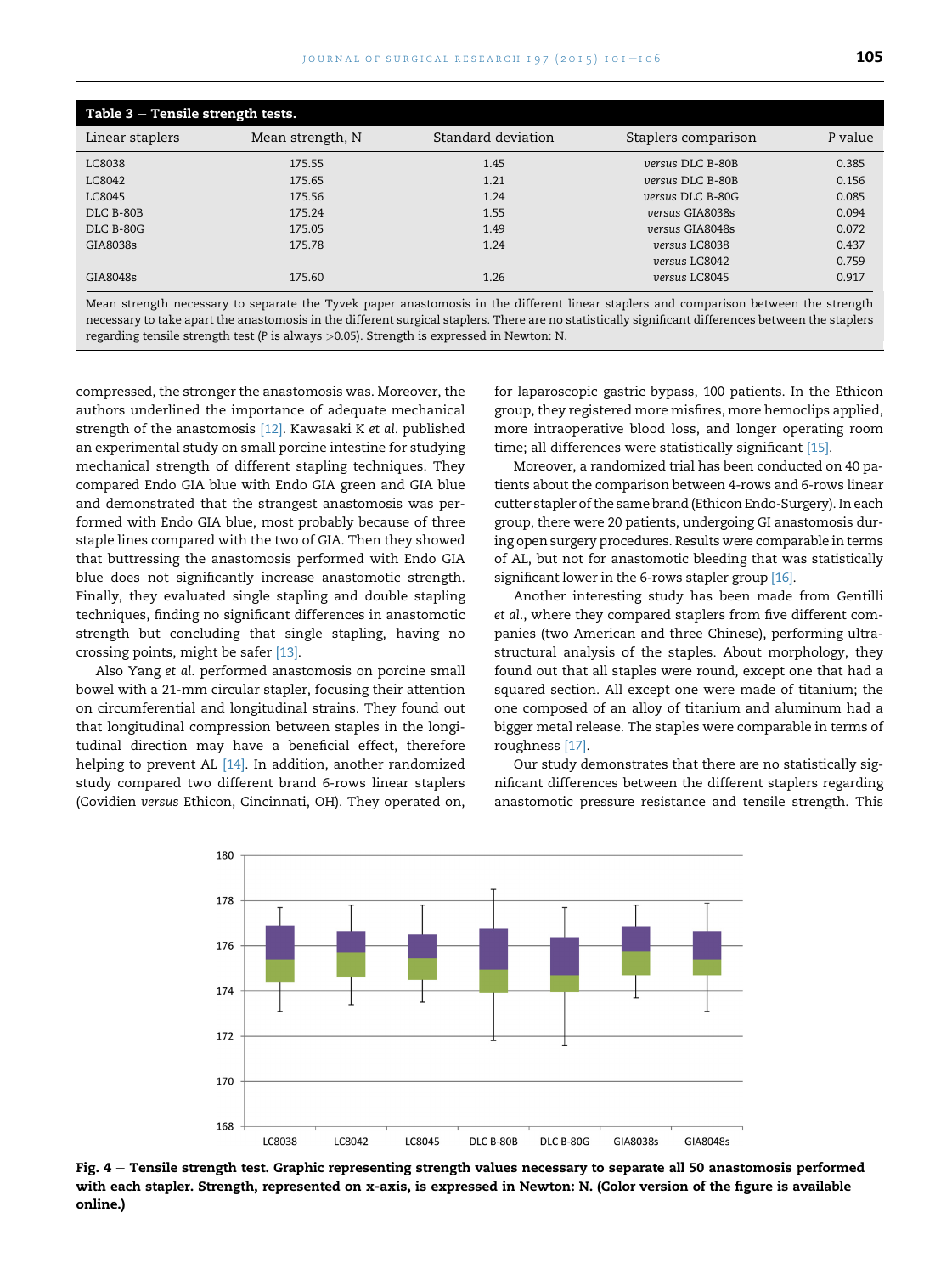**Table 3 – Tensile strength tests.**

| Linear staplers | Mean strength, N | Standard deviation | Staplers comparison | P value |
|---|---|---|---|---|
| LC8038 | 175.55 | 1.45 | *versus* DLC B-80B | 0.385 |
| LC8042 | 175.65 | 1.21 | *versus* DLC B-80B | 0.156 |
| LC8045 | 175.56 | 1.24 | *versus* DLC B-80G | 0.085 |
| DLC B-80B | 175.24 | 1.55 | *versus* GIA8038s | 0.094 |
| DLC B-80G | 175.05 | 1.49 | *versus* GIA8048s | 0.072 |
| GIA8038s | 175.78 | 1.24 | *versus* LC8038 | 0.437 |
| | | | *versus* LC8042 | 0.759 |
| GIA8048s | 175.60 | 1.26 | *versus* LC8045 | 0.917 |

Mean strength necessary to separate the Tyvek paper anastomosis in the different linear staplers and comparison between the strength necessary to take apart the anastomosis in the different surgical staplers. There are no statistically significant differences between the staplers regarding tensile strength test (P is always >0.05). Strength is expressed in Newton: N.

compressed, the stronger the anastomosis was. Moreover, the authors underlined the importance of adequate mechanical strength of the anastomosis [12]. Kawasaki K *et al.* published an experimental study on small porcine intestine for studying mechanical strength of different stapling techniques. They compared Endo GIA blue with Endo GIA green and GIA blue and demonstrated that the strangest anastomosis was performed with Endo GIA blue, most probably because of three staple lines compared with the two of GIA. Then they showed that buttressing the anastomosis performed with Endo GIA blue does not significantly increase anastomotic strength. Finally, they evaluated single stapling and double stapling techniques, finding no significant differences in anastomotic strength but concluding that single stapling, having no crossing points, might be safer [13].

Also Yang *et al.* performed anastomosis on porcine small bowel with a 21-mm circular stapler, focusing their attention on circumferential and longitudinal strains. They found out that longitudinal compression between staples in the longitudinal direction may have a beneficial effect, therefore helping to prevent AL [14]. In addition, another randomized study compared two different brand 6-rows linear staplers (Covidien *versus* Ethicon, Cincinnati, OH). They operated on, for laparoscopic gastric bypass, 100 patients. In the Ethicon group, they registered more misfires, more hemoclips applied, more intraoperative blood loss, and longer operating room time; all differences were statistically significant [15].

Moreover, a randomized trial has been conducted on 40 patients about the comparison between 4-rows and 6-rows linear cutter stapler of the same brand (Ethicon Endo-Surgery). In each group, there were 20 patients, undergoing GI anastomosis during open surgery procedures. Results were comparable in terms of AL, but not for anastomotic bleeding that was statistically significant lower in the 6-rows stapler group [16].

Another interesting study has been made from Gentilli *et al.*, where they compared staplers from five different companies (two American and three Chinese), performing ultrastructural analysis of the staples. About morphology, they found out that all staples were round, except one that had a squared section. All except one were made of titanium; the one composed of an alloy of titanium and aluminum had a bigger metal release. The staples were comparable in terms of roughness [17].

Our study demonstrates that there are no statistically significant differences between the different staplers regarding anastomotic pressure resistance and tensile strength. This

**Fig. 4 – Tensile strength test. Graphic representing strength values necessary to separate all 50 anastomosis performed with each stapler. Strength, represented on x-axis, is expressed in Newton: N. (Color version of the figure is available online.)**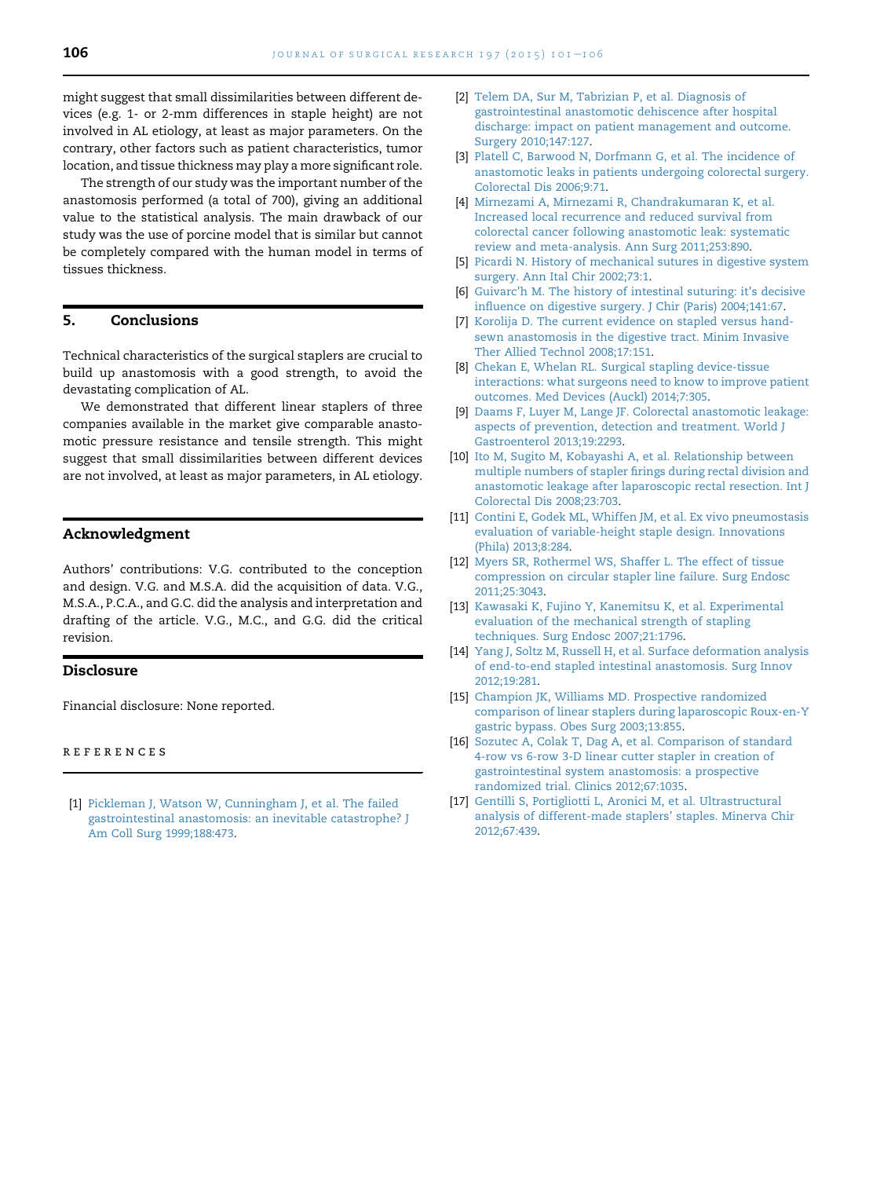might suggest that small dissimilarities between different devices (e.g. 1- or 2-mm differences in staple height) are not involved in AL etiology, at least as major parameters. On the contrary, other factors such as patient characteristics, tumor location, and tissue thickness may play a more significant role.

The strength of our study was the important number of the anastomosis performed (a total of 700), giving an additional value to the statistical analysis. The main drawback of our study was the use of porcine model that is similar but cannot be completely compared with the human model in terms of tissues thickness.

## 5. Conclusions

Technical characteristics of the surgical staplers are crucial to build up anastomosis with a good strength, to avoid the devastating complication of AL.

We demonstrated that different linear staplers of three companies available in the market give comparable anastomotic pressure resistance and tensile strength. This might suggest that small dissimilarities between different devices are not involved, at least as major parameters, in AL etiology.

## Acknowledgment

Authors' contributions: V.G. contributed to the conception and design. V.G. and M.S.A. did the acquisition of data. V.G., M.S.A., P.C.A., and G.C. did the analysis and interpretation and drafting of the article. V.G., M.C., and G.G. did the critical revision.

## Disclosure

Financial disclosure: None reported.

## References

[1] Pickleman J, Watson W, Cunningham J, et al. The failed gastrointestinal anastomosis: an inevitable catastrophe? J Am Coll Surg 1999;188:473.

[2] Telem DA, Sur M, Tabrizian P, et al. Diagnosis of gastrointestinal anastomotic dehiscence after hospital discharge: impact on patient management and outcome. Surgery 2010;147:127.

[3] Platell C, Barwood N, Dorfmann G, et al. The incidence of anastomotic leaks in patients undergoing colorectal surgery. Colorectal Dis 2006;9:71.

[4] Mirnezami A, Mirnezami R, Chandrakumaran K, et al. Increased local recurrence and reduced survival from colorectal cancer following anastomotic leak: systematic review and meta-analysis. Ann Surg 2011;253:890.

[5] Picardi N. History of mechanical sutures in digestive system surgery. Ann Ital Chir 2002;73:1.

[6] Guivarc'h M. The history of intestinal suturing: it's decisive influence on digestive surgery. J Chir (Paris) 2004;141:67.

[7] Korolija D. The current evidence on stapled versus hand-sewn anastomosis in the digestive tract. Minim Invasive Ther Allied Technol 2008;17:151.

[8] Chekan E, Whelan RL. Surgical stapling device-tissue interactions: what surgeons need to know to improve patient outcomes. Med Devices (Auckl) 2014;7:305.

[9] Daams F, Luyer M, Lange JF. Colorectal anastomotic leakage: aspects of prevention, detection and treatment. World J Gastroenterol 2013;19:2293.

[10] Ito M, Sugito M, Kobayashi A, et al. Relationship between multiple numbers of stapler firings during rectal division and anastomotic leakage after laparoscopic rectal resection. Int J Colorectal Dis 2008;23:703.

[11] Contini E, Godek ML, Whiffen JM, et al. Ex vivo pneumostasis evaluation of variable-height staple design. Innovations (Phila) 2013;8:284.

[12] Myers SR, Rothermel WS, Shaffer L. The effect of tissue compression on circular stapler line failure. Surg Endosc 2011;25:3043.

[13] Kawasaki K, Fujino Y, Kanemitsu K, et al. Experimental evaluation of the mechanical strength of stapling techniques. Surg Endosc 2007;21:1796.

[14] Yang J, Soltz M, Russell H, et al. Surface deformation analysis of end-to-end stapled intestinal anastomosis. Surg Innov 2012;19:281.

[15] Champion JK, Williams MD. Prospective randomized comparison of linear staplers during laparoscopic Roux-en-Y gastric bypass. Obes Surg 2003;13:855.

[16] Sozutec A, Colak T, Dag A, et al. Comparison of standard 4-row vs 6-row 3-D linear cutter stapler in creation of gastrointestinal system anastomosis: a prospective randomized trial. Clinics 2012;67:1035.

[17] Gentilli S, Portigliotti L, Aronici M, et al. Ultrastructural analysis of different-made staplers' staples. Minerva Chir 2012;67:439.